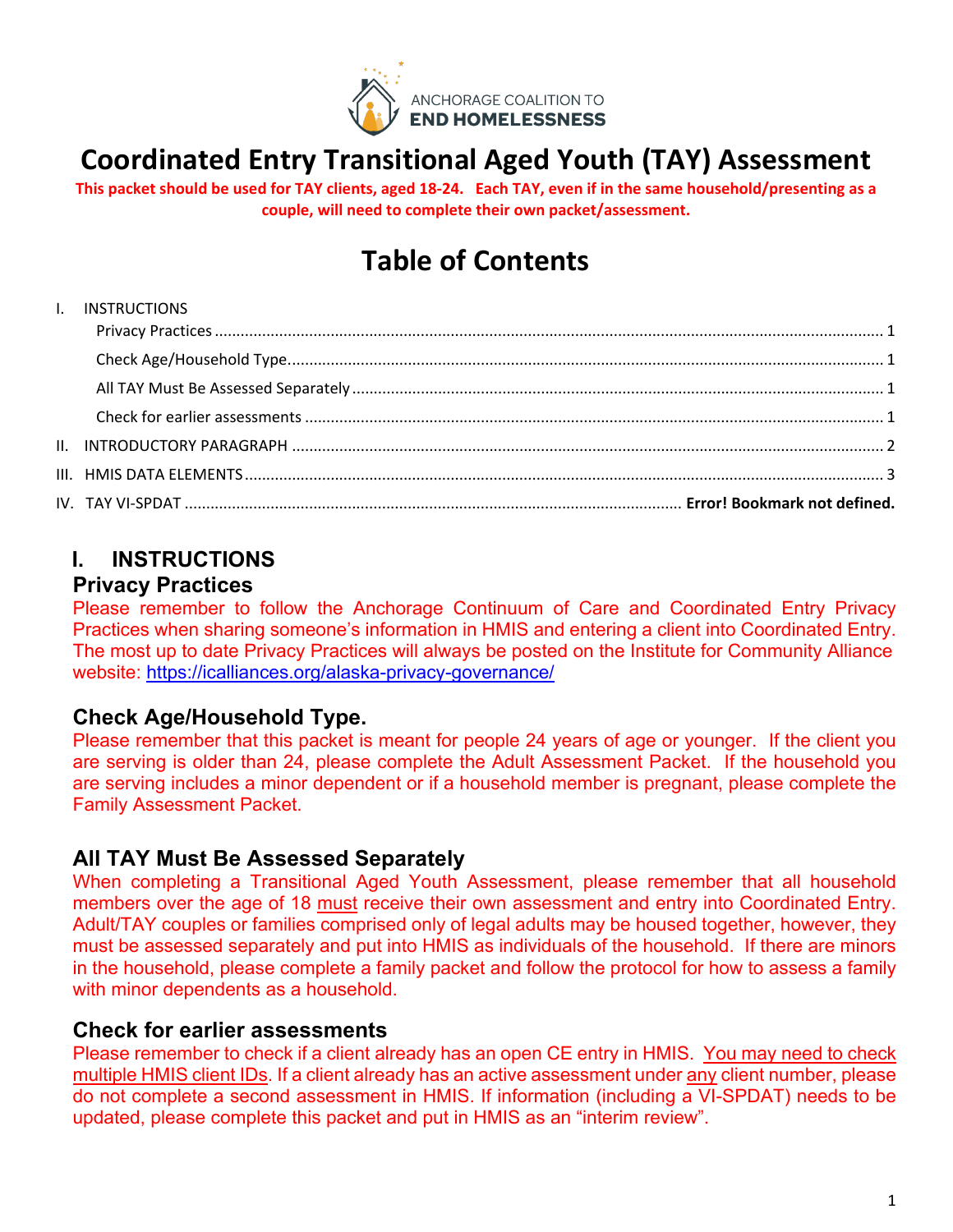ANCHORAGE COALITION TO **END HOMELESSNESS**

# Coordinated Entry Transitional Aged Youth (TAY) Assessment

**This packet should be used for TAY clients, aged 18-24. Each TAY, even if in the same household/presenting as a couple, will need to complete their own packet/assessment.**

# Table of Contents

I. INSTRUCTIONS
- Privacy Practices ........ 1
- Check Age/Household Type ........ 1
- All TAY Must Be Assessed Separately ........ 1
- Check for earlier assessments ........ 1

II. INTRODUCTORY PARAGRAPH ........ 2

III. HMIS DATA ELEMENTS ........ 3

IV. TAY VI-SPDAT ........ **Error! Bookmark not defined.**

## I. INSTRUCTIONS

### Privacy Practices

Please remember to follow the Anchorage Continuum of Care and Coordinated Entry Privacy Practices when sharing someone's information in HMIS and entering a client into Coordinated Entry. The most up to date Privacy Practices will always be posted on the Institute for Community Alliance website: https://icalliances.org/alaska-privacy-governance/

### Check Age/Household Type.

Please remember that this packet is meant for people 24 years of age or younger. If the client you are serving is older than 24, please complete the Adult Assessment Packet. If the household you are serving includes a minor dependent or if a household member is pregnant, please complete the Family Assessment Packet.

### All TAY Must Be Assessed Separately

When completing a Transitional Aged Youth Assessment, please remember that all household members over the age of 18 <u>must</u> receive their own assessment and entry into Coordinated Entry. Adult/TAY couples or families comprised only of legal adults may be housed together, however, they must be assessed separately and put into HMIS as individuals of the household. If there are minors in the household, please complete a family packet and follow the protocol for how to assess a family with minor dependents as a household.

### Check for earlier assessments

Please remember to check if a client already has an open CE entry in HMIS. <u>You may need to check multiple HMIS client IDs</u>. If a client already has an active assessment under <u>any</u> client number, please do not complete a second assessment in HMIS. If information (including a VI-SPDAT) needs to be updated, please complete this packet and put in HMIS as an "interim review".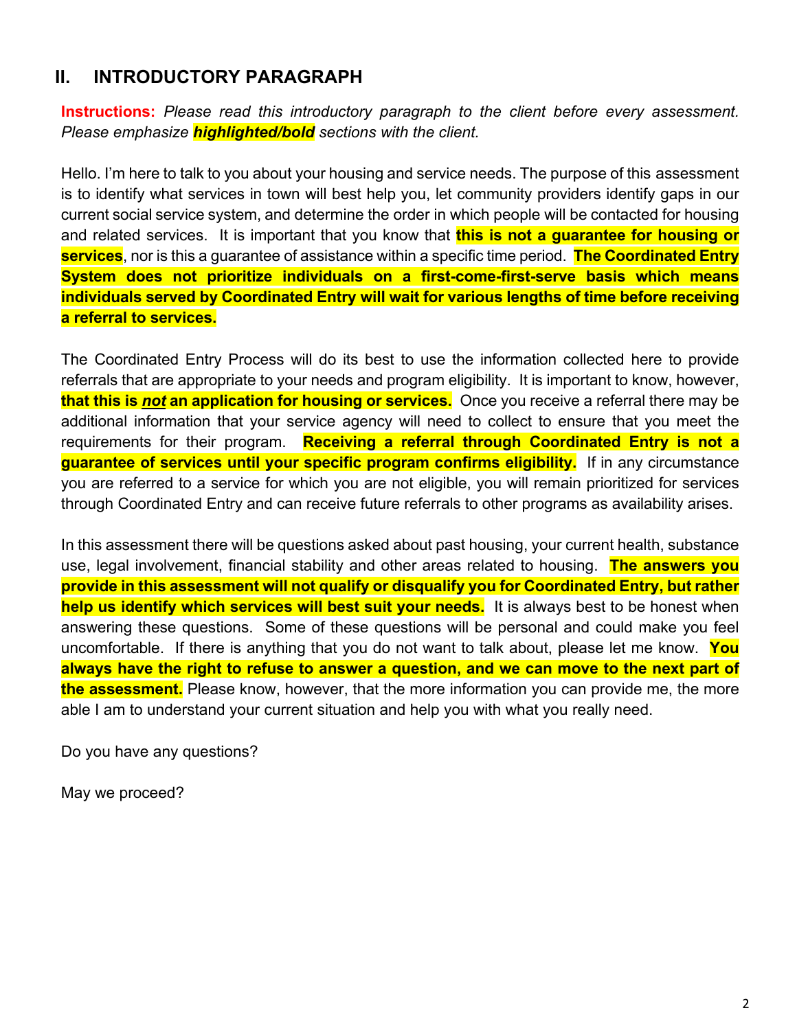## II. INTRODUCTORY PARAGRAPH

**Instructions:** *Please read this introductory paragraph to the client before every assessment. Please emphasize* ***highlighted/bold*** *sections with the client.*

Hello. I'm here to talk to you about your housing and service needs. The purpose of this assessment is to identify what services in town will best help you, let community providers identify gaps in our current social service system, and determine the order in which people will be contacted for housing and related services. It is important that you know that **this is not a guarantee for housing or services**, nor is this a guarantee of assistance within a specific time period. **The Coordinated Entry System does not prioritize individuals on a first-come-first-serve basis which means individuals served by Coordinated Entry will wait for various lengths of time before receiving a referral to services.**

The Coordinated Entry Process will do its best to use the information collected here to provide referrals that are appropriate to your needs and program eligibility. It is important to know, however, **that this is *not* an application for housing or services.** Once you receive a referral there may be additional information that your service agency will need to collect to ensure that you meet the requirements for their program. **Receiving a referral through Coordinated Entry is not a guarantee of services until your specific program confirms eligibility.** If in any circumstance you are referred to a service for which you are not eligible, you will remain prioritized for services through Coordinated Entry and can receive future referrals to other programs as availability arises.

In this assessment there will be questions asked about past housing, your current health, substance use, legal involvement, financial stability and other areas related to housing. **The answers you provide in this assessment will not qualify or disqualify you for Coordinated Entry, but rather help us identify which services will best suit your needs.** It is always best to be honest when answering these questions. Some of these questions will be personal and could make you feel uncomfortable. If there is anything that you do not want to talk about, please let me know. **You always have the right to refuse to answer a question, and we can move to the next part of the assessment.** Please know, however, that the more information you can provide me, the more able I am to understand your current situation and help you with what you really need.

Do you have any questions?

May we proceed?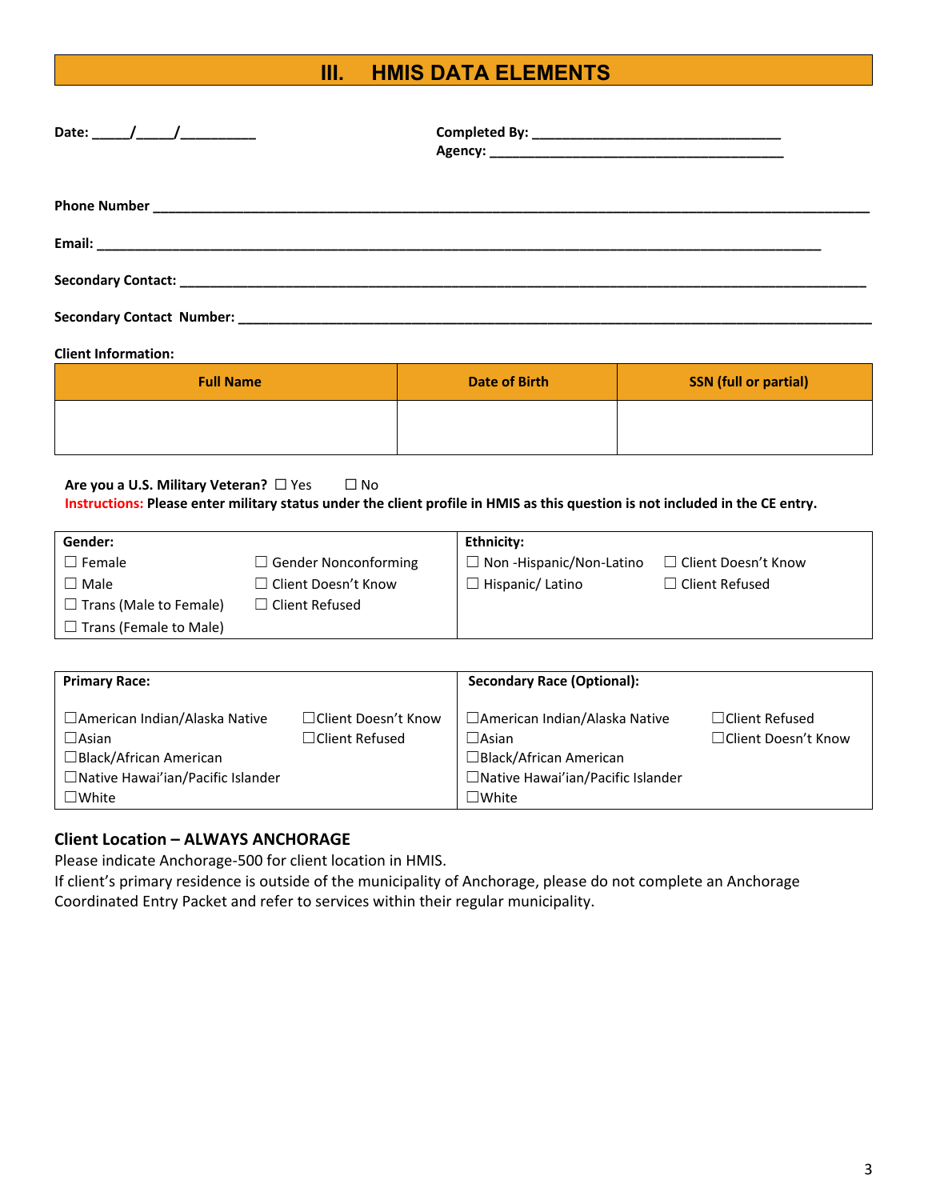# III. HMIS DATA ELEMENTS

**Date:** _____/_____/__________

**Completed By:** ________________________________

**Agency:** ______________________________________

**Phone Number** ____________________________________________________________________________________________

**Email:** ____________________________________________________________________________________________

**Secondary Contact:** ____________________________________________________________________________________________

**Secondary Contact Number:** ____________________________________________________________________________________________

**Client Information:**

| Full Name | Date of Birth | SSN (full or partial) |
|---|---|---|
| | | |

**Are you a U.S. Military Veteran?** ☐ Yes ☐ No

**Instructions: Please enter military status under the client profile in HMIS as this question is not included in the CE entry.**

| Gender: | | Ethnicity: | |
|---|---|---|---|
| ☐ Female | ☐ Gender Nonconforming | ☐ Non -Hispanic/Non-Latino | ☐ Client Doesn't Know |
| ☐ Male | ☐ Client Doesn't Know | ☐ Hispanic/ Latino | ☐ Client Refused |
| ☐ Trans (Male to Female) | ☐ Client Refused | | |
| ☐ Trans (Female to Male) | | | |

| Primary Race: | | Secondary Race (Optional): | |
|---|---|---|---|
| ☐American Indian/Alaska Native | ☐Client Doesn't Know | ☐American Indian/Alaska Native | ☐Client Refused |
| ☐Asian | ☐Client Refused | ☐Asian | ☐Client Doesn't Know |
| ☐Black/African American | | ☐Black/African American | |
| ☐Native Hawai'ian/Pacific Islander | | ☐Native Hawai'ian/Pacific Islander | |
| ☐White | | ☐White | |

### Client Location – ALWAYS ANCHORAGE

Please indicate Anchorage-500 for client location in HMIS.

If client's primary residence is outside of the municipality of Anchorage, please do not complete an Anchorage Coordinated Entry Packet and refer to services within their regular municipality.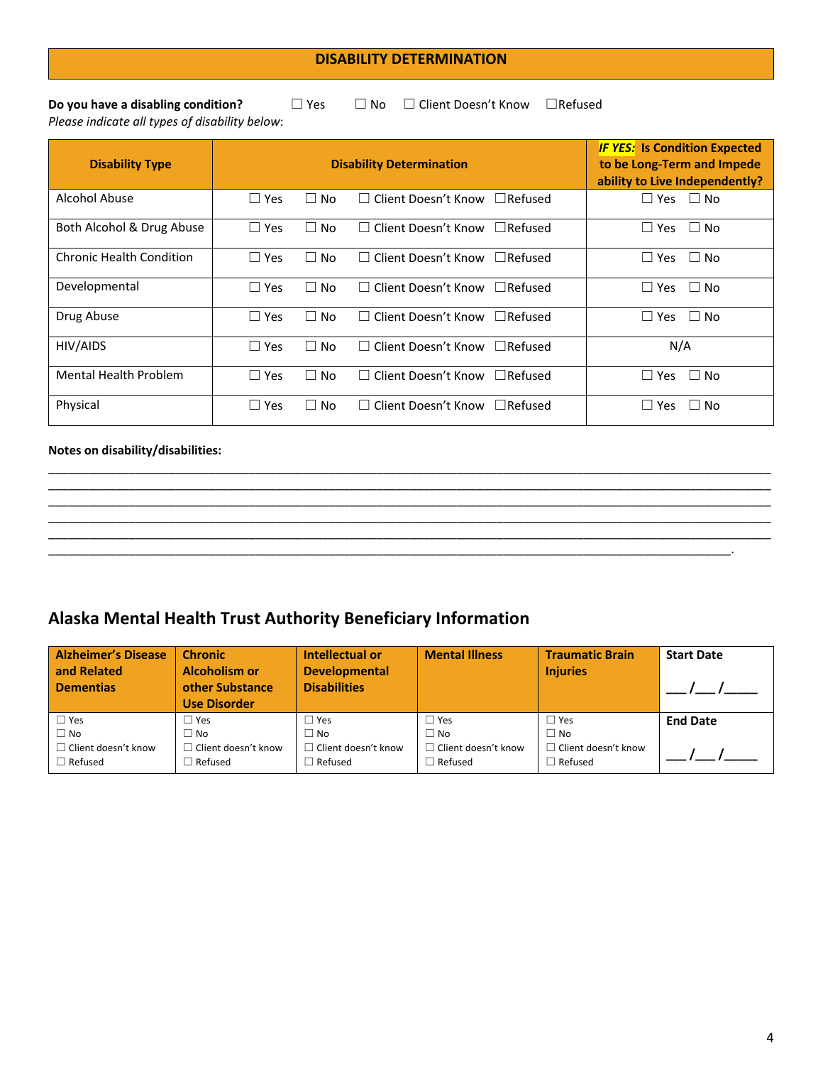## DISABILITY DETERMINATION

**Do you have a disabling condition?** ☐ Yes ☐ No ☐ Client Doesn't Know ☐Refused

*Please indicate all types of disability below*:

| Disability Type | Disability Determination | *IF YES:* Is Condition Expected to be Long-Term and Impede ability to Live Independently? |
|---|---|---|
| Alcohol Abuse | ☐ Yes ☐ No ☐ Client Doesn't Know ☐Refused | ☐ Yes ☐ No |
| Both Alcohol & Drug Abuse | ☐ Yes ☐ No ☐ Client Doesn't Know ☐Refused | ☐ Yes ☐ No |
| Chronic Health Condition | ☐ Yes ☐ No ☐ Client Doesn't Know ☐Refused | ☐ Yes ☐ No |
| Developmental | ☐ Yes ☐ No ☐ Client Doesn't Know ☐Refused | ☐ Yes ☐ No |
| Drug Abuse | ☐ Yes ☐ No ☐ Client Doesn't Know ☐Refused | ☐ Yes ☐ No |
| HIV/AIDS | ☐ Yes ☐ No ☐ Client Doesn't Know ☐Refused | N/A |
| Mental Health Problem | ☐ Yes ☐ No ☐ Client Doesn't Know ☐Refused | ☐ Yes ☐ No |
| Physical | ☐ Yes ☐ No ☐ Client Doesn't Know ☐Refused | ☐ Yes ☐ No |

**Notes on disability/disabilities:**

____________________________________________________________________________________________
____________________________________________________________________________________________
____________________________________________________________________________________________
____________________________________________________________________________________________
____________________________________________________________________________________________
__________________________________________________________________________________________.

## Alaska Mental Health Trust Authority Beneficiary Information

| Alzheimer's Disease and Related Dementias | Chronic Alcoholism or other Substance Use Disorder | Intellectual or Developmental Disabilities | Mental Illness | Traumatic Brain Injuries | Start Date<br>___/___/_____ |
|---|---|---|---|---|---|
| ☐ Yes<br>☐ No<br>☐ Client doesn't know<br>☐ Refused | ☐ Yes<br>☐ No<br>☐ Client doesn't know<br>☐ Refused | ☐ Yes<br>☐ No<br>☐ Client doesn't know<br>☐ Refused | ☐ Yes<br>☐ No<br>☐ Client doesn't know<br>☐ Refused | ☐ Yes<br>☐ No<br>☐ Client doesn't know<br>☐ Refused | **End Date**<br>___/___/_____ |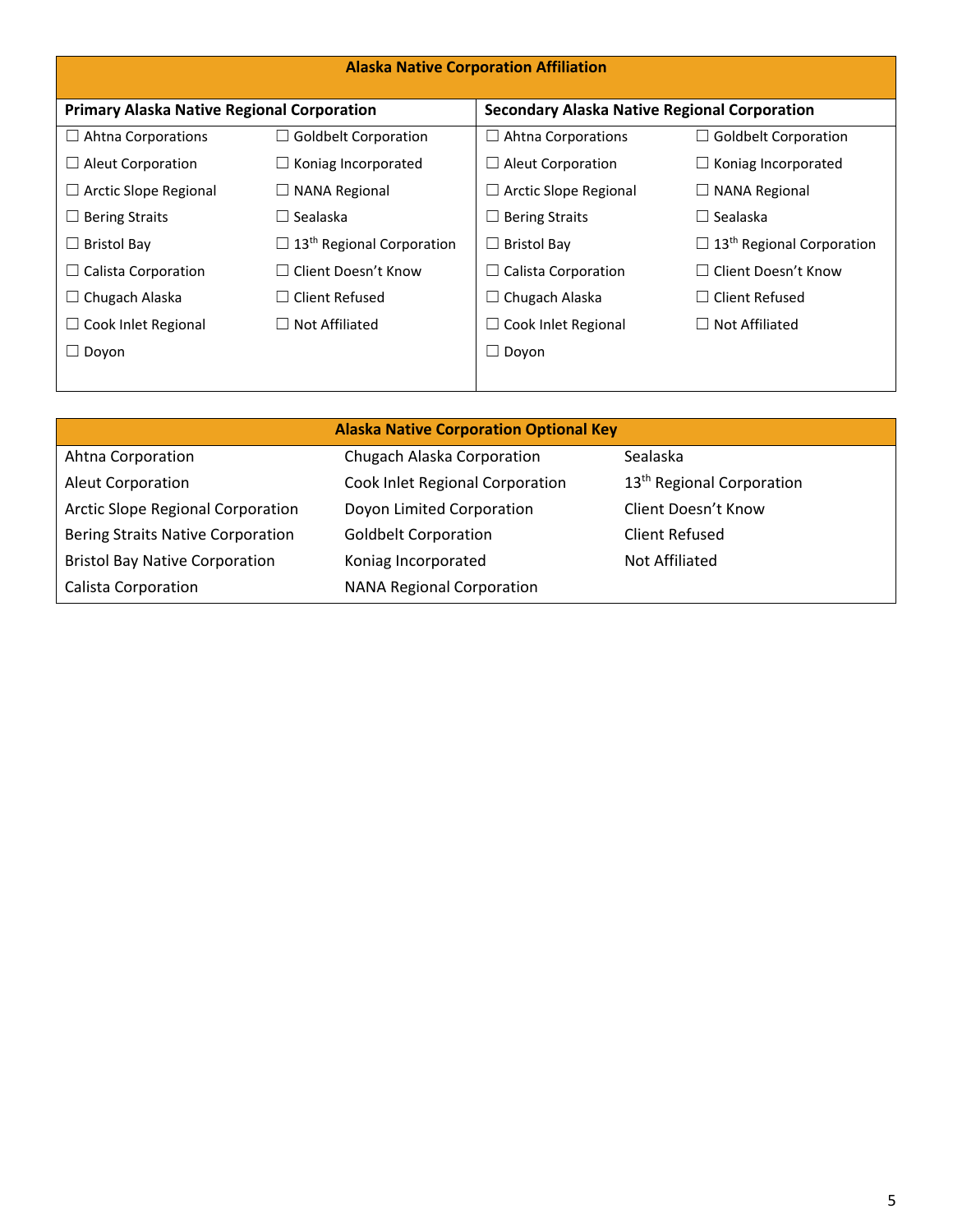| Alaska Native Corporation Affiliation | | | |
|---|---|---|---|
| **Primary Alaska Native Regional Corporation** | | **Secondary Alaska Native Regional Corporation** | |
| ☐ Ahtna Corporations | ☐ Goldbelt Corporation | ☐ Ahtna Corporations | ☐ Goldbelt Corporation |
| ☐ Aleut Corporation | ☐ Koniag Incorporated | ☐ Aleut Corporation | ☐ Koniag Incorporated |
| ☐ Arctic Slope Regional | ☐ NANA Regional | ☐ Arctic Slope Regional | ☐ NANA Regional |
| ☐ Bering Straits | ☐ Sealaska | ☐ Bering Straits | ☐ Sealaska |
| ☐ Bristol Bay | ☐ 13th Regional Corporation | ☐ Bristol Bay | ☐ 13th Regional Corporation |
| ☐ Calista Corporation | ☐ Client Doesn't Know | ☐ Calista Corporation | ☐ Client Doesn't Know |
| ☐ Chugach Alaska | ☐ Client Refused | ☐ Chugach Alaska | ☐ Client Refused |
| ☐ Cook Inlet Regional | ☐ Not Affiliated | ☐ Cook Inlet Regional | ☐ Not Affiliated |
| ☐ Doyon | | ☐ Doyon | |

| Alaska Native Corporation Optional Key | | |
|---|---|---|
| Ahtna Corporation | Chugach Alaska Corporation | Sealaska |
| Aleut Corporation | Cook Inlet Regional Corporation | 13th Regional Corporation |
| Arctic Slope Regional Corporation | Doyon Limited Corporation | Client Doesn't Know |
| Bering Straits Native Corporation | Goldbelt Corporation | Client Refused |
| Bristol Bay Native Corporation | Koniag Incorporated | Not Affiliated |
| Calista Corporation | NANA Regional Corporation | |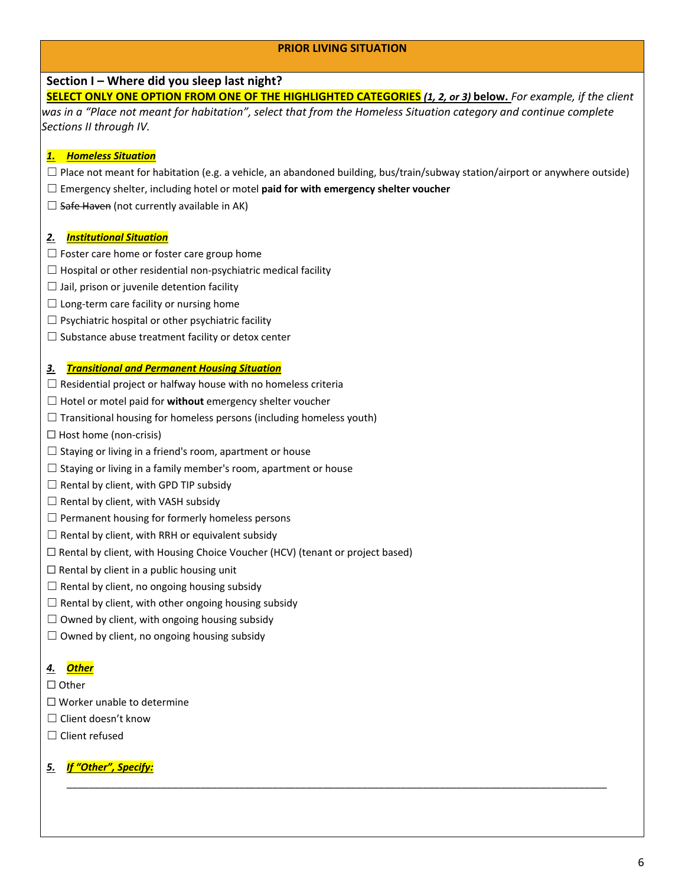## PRIOR LIVING SITUATION

### Section I – Where did you sleep last night?

**SELECT ONLY ONE OPTION FROM ONE OF THE HIGHLIGHTED CATEGORIES *(1, 2, or 3)* below.** *For example, if the client was in a "Place not meant for habitation", select that from the Homeless Situation category and continue complete Sections II through IV.*

***1. Homeless Situation***

☐ Place not meant for habitation (e.g. a vehicle, an abandoned building, bus/train/subway station/airport or anywhere outside)
☐ Emergency shelter, including hotel or motel **paid for with emergency shelter voucher**
☐ ~~Safe Haven~~ (not currently available in AK)

***2. Institutional Situation***

☐ Foster care home or foster care group home
☐ Hospital or other residential non-psychiatric medical facility
☐ Jail, prison or juvenile detention facility
☐ Long-term care facility or nursing home
☐ Psychiatric hospital or other psychiatric facility
☐ Substance abuse treatment facility or detox center

***3. Transitional and Permanent Housing Situation***

☐ Residential project or halfway house with no homeless criteria
☐ Hotel or motel paid for **without** emergency shelter voucher
☐ Transitional housing for homeless persons (including homeless youth)
☐ Host home (non-crisis)
☐ Staying or living in a friend's room, apartment or house
☐ Staying or living in a family member's room, apartment or house
☐ Rental by client, with GPD TIP subsidy
☐ Rental by client, with VASH subsidy
☐ Permanent housing for formerly homeless persons
☐ Rental by client, with RRH or equivalent subsidy
☐ Rental by client, with Housing Choice Voucher (HCV) (tenant or project based)
☐ Rental by client in a public housing unit
☐ Rental by client, no ongoing housing subsidy
☐ Rental by client, with other ongoing housing subsidy
☐ Owned by client, with ongoing housing subsidy
☐ Owned by client, no ongoing housing subsidy

***4. Other***

☐ Other
☐ Worker unable to determine
☐ Client doesn't know
☐ Client refused

***5. If "Other", Specify:***

_______________________________________________________________________________________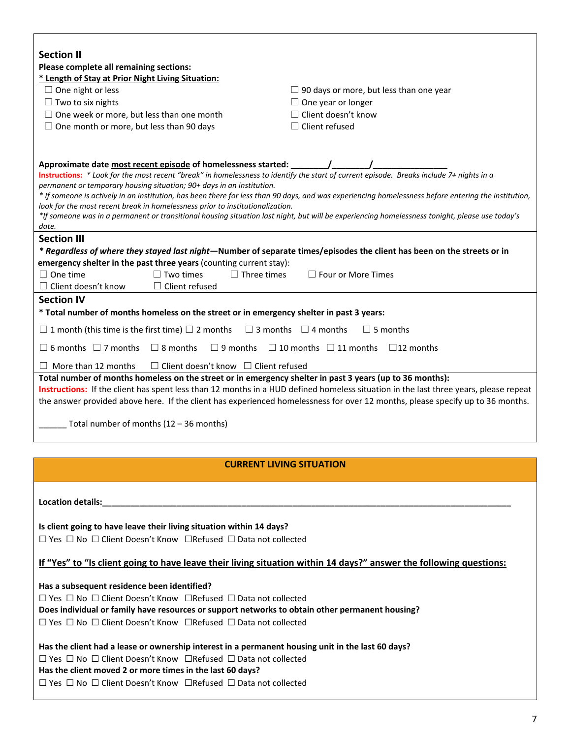## Section II

**Please complete all remaining sections:**

**<u>* Length of Stay at Prior Night Living Situation:</u>**

☐ One night or less
☐ Two to six nights
☐ One week or more, but less than one month
☐ One month or more, but less than 90 days
☐ 90 days or more, but less than one year
☐ One year or longer
☐ Client doesn't know
☐ Client refused

**Approximate date <u>most recent episode</u> of homelessness started: ________/________/________________**

Instructions: *\* Look for the most recent "break" in homelessness to identify the start of current episode. Breaks include 7+ nights in a permanent or temporary housing situation; 90+ days in an institution.*

*\* If someone is actively in an institution, has been there for less than 90 days, and was experiencing homelessness before entering the institution, look for the most recent break in homelessness prior to institutionalization.*

*\*If someone was in a permanent or transitional housing situation last night, but will be experiencing homelessness tonight, please use today's date.*

## Section III

***\* Regardless of where they stayed last night*—Number of separate times/episodes the client has been on the streets or in emergency shelter in the past three years** (counting current stay):

☐ One time ☐ Two times ☐ Three times ☐ Four or More Times
☐ Client doesn't know ☐ Client refused

## Section IV

**\* Total number of months homeless on the street or in emergency shelter in past 3 years:**

☐ 1 month (this time is the first time) ☐ 2 months ☐ 3 months ☐ 4 months ☐ 5 months

☐ 6 months ☐ 7 months ☐ 8 months ☐ 9 months ☐ 10 months ☐ 11 months ☐ 12 months

☐ More than 12 months ☐ Client doesn't know ☐ Client refused

**Total number of months homeless on the street or in emergency shelter in past 3 years (up to 36 months):**

Instructions: If the client has spent less than 12 months in a HUD defined homeless situation in the last three years, please repeat the answer provided above here. If the client has experienced homelessness for over 12 months, please specify up to 36 months.

______ Total number of months (12 – 36 months)

## CURRENT LIVING SITUATION

**Location details:**______________________________________________________________________________

**Is client going to have leave their living situation within 14 days?**
☐ Yes ☐ No ☐ Client Doesn't Know ☐Refused ☐ Data not collected

**<u>If "Yes" to "Is client going to have leave their living situation within 14 days?" answer the following questions:</u>**

**Has a subsequent residence been identified?**
☐ Yes ☐ No ☐ Client Doesn't Know ☐Refused ☐ Data not collected

**Does individual or family have resources or support networks to obtain other permanent housing?**
☐ Yes ☐ No ☐ Client Doesn't Know ☐Refused ☐ Data not collected

**Has the client had a lease or ownership interest in a permanent housing unit in the last 60 days?**
☐ Yes ☐ No ☐ Client Doesn't Know ☐Refused ☐ Data not collected

**Has the client moved 2 or more times in the last 60 days?**
☐ Yes ☐ No ☐ Client Doesn't Know ☐Refused ☐ Data not collected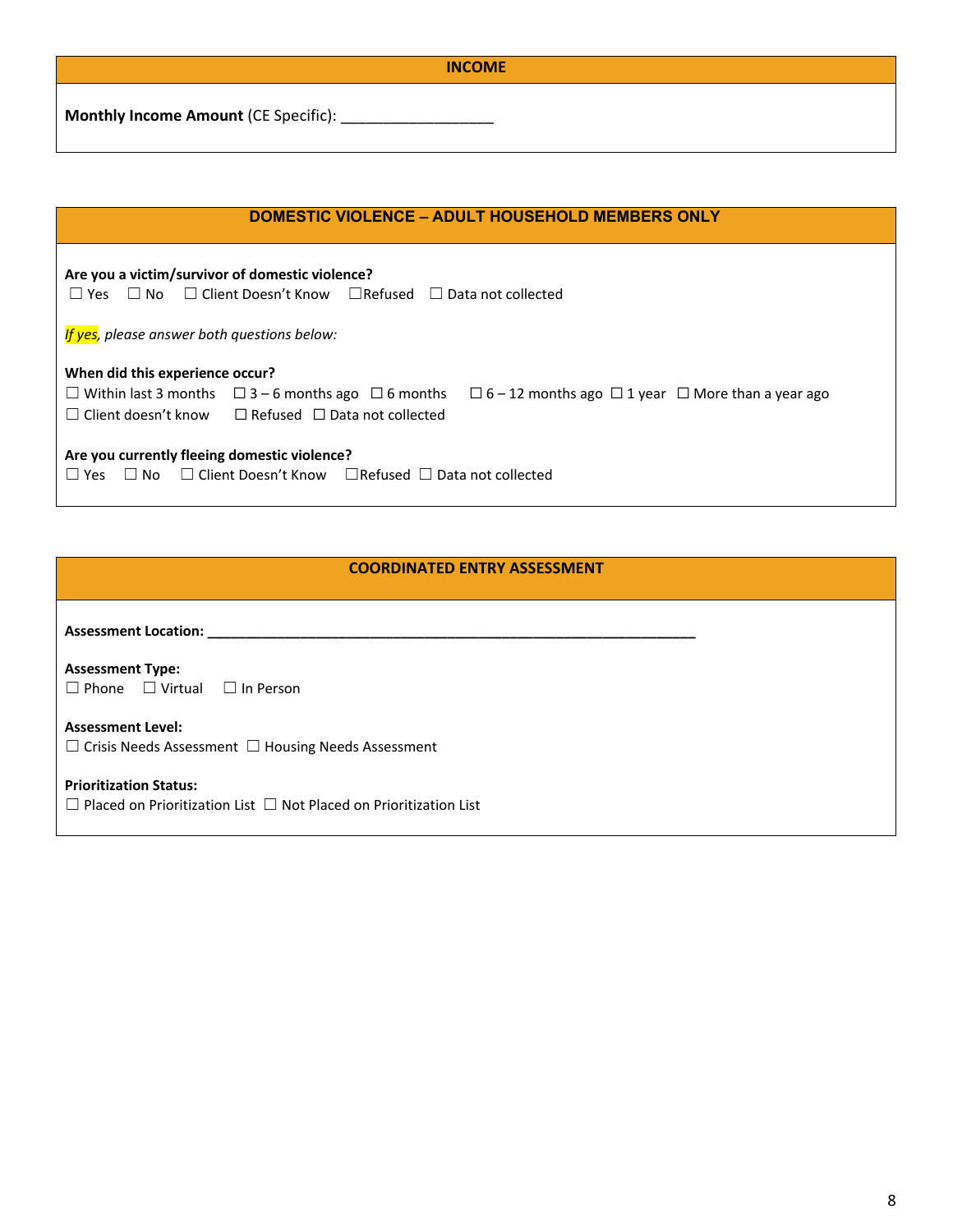## INCOME

**Monthly Income Amount** (CE Specific): ___________________

## DOMESTIC VIOLENCE – ADULT HOUSEHOLD MEMBERS ONLY

**Are you a victim/survivor of domestic violence?**
☐ Yes ☐ No ☐ Client Doesn't Know ☐Refused ☐ Data not collected

*If yes, please answer both questions below:*

**When did this experience occur?**
☐ Within last 3 months ☐ 3 – 6 months ago ☐ 6 months ☐ 6 – 12 months ago ☐ 1 year ☐ More than a year ago
☐ Client doesn't know ☐ Refused ☐ Data not collected

**Are you currently fleeing domestic violence?**
☐ Yes ☐ No ☐ Client Doesn't Know ☐Refused ☐ Data not collected

## COORDINATED ENTRY ASSESSMENT

**Assessment Location: _____________________________________________________________**

**Assessment Type:**
☐ Phone ☐ Virtual ☐ In Person

**Assessment Level:**
☐ Crisis Needs Assessment ☐ Housing Needs Assessment

**Prioritization Status:**
☐ Placed on Prioritization List ☐ Not Placed on Prioritization List